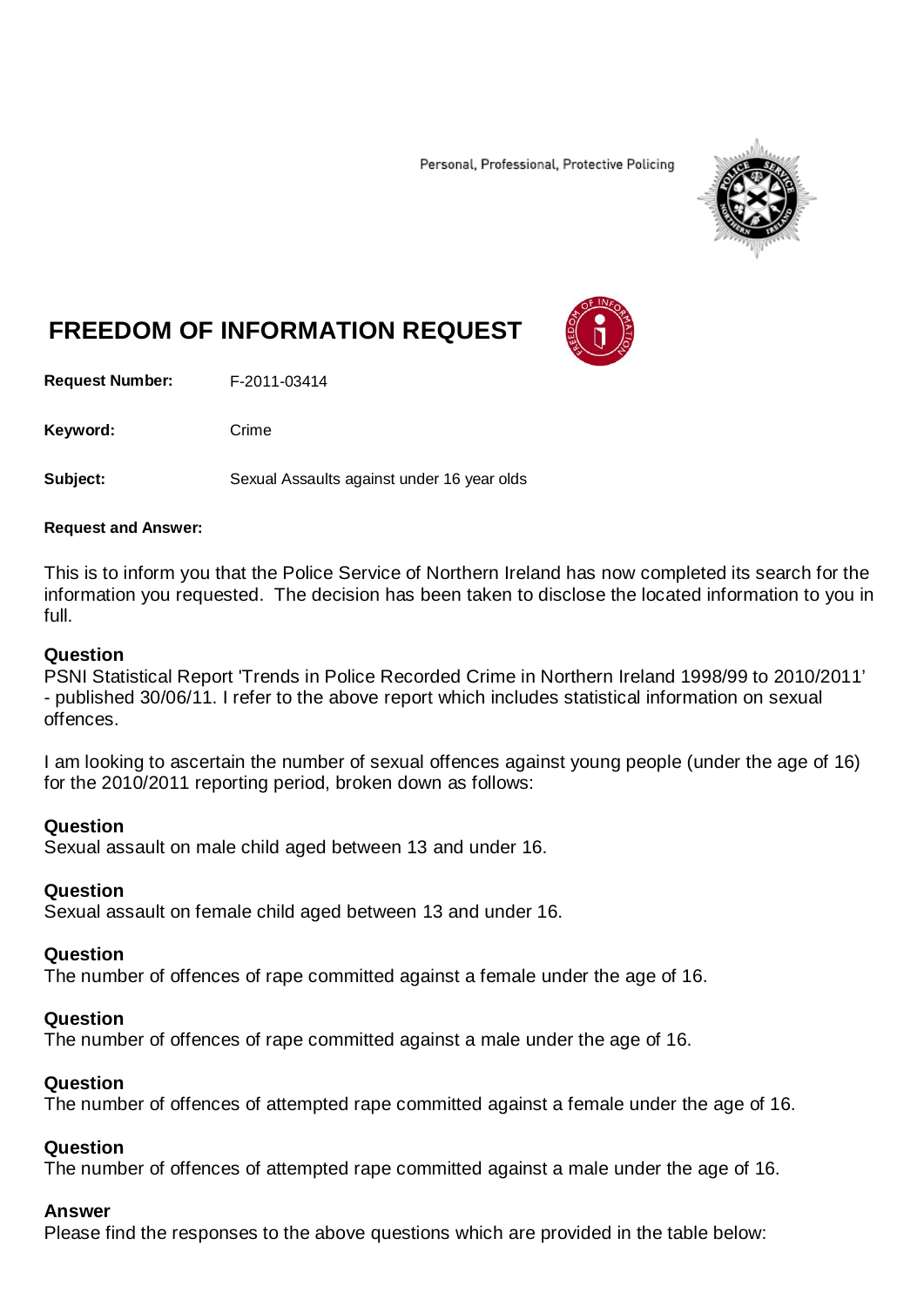Personal, Professional, Protective Policing

# FREEDOM OF INFORMATION REQUEST

**Request Number:** F-2011-03414

**Keyword:** Crime

**Subject:** Sexual Assaults against under 16 year olds

**Request and Answer:**

This is to inform you that the Police Service of Northern Ireland has now completed its search for the information you requested. The decision has been taken to disclose the located information to you in full.

### Question

PSNI Statistical Report 'Trends in Police Recorded Crime in Northern Ireland 1998/99 to 2010/2011' - published 30/06/11. I refer to the above report which includes statistical information on sexual offences.

I am looking to ascertain the number of sexual offences against young people (under the age of 16) for the 2010/2011 reporting period, broken down as follows:

### Question

Sexual assault on male child aged between 13 and under 16.

### Question

Sexual assault on female child aged between 13 and under 16.

### Question

The number of offences of rape committed against a female under the age of 16.

### Question

The number of offences of rape committed against a male under the age of 16.

### Question

The number of offences of attempted rape committed against a female under the age of 16.

### Question

The number of offences of attempted rape committed against a male under the age of 16.

### Answer

Please find the responses to the above questions which are provided in the table below: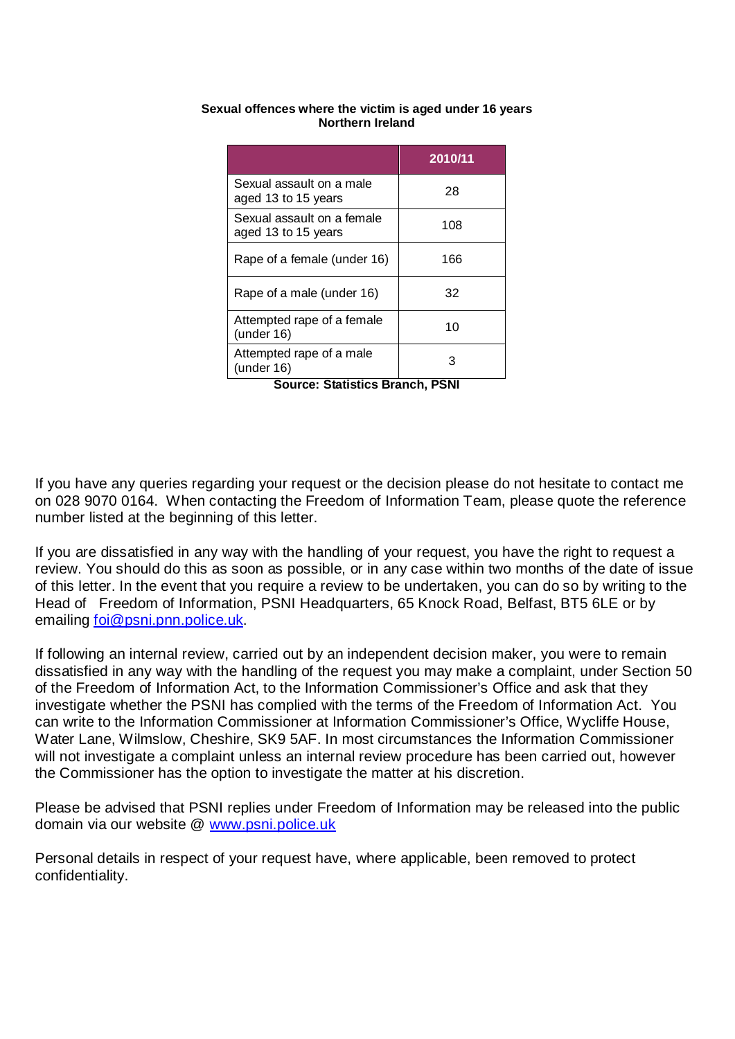**Sexual offences where the victim is aged under 16 years**
**Northern Ireland**

| | 2010/11 |
|---|---|
| Sexual assault on a male aged 13 to 15 years | 28 |
| Sexual assault on a female aged 13 to 15 years | 108 |
| Rape of a female (under 16) | 166 |
| Rape of a male (under 16) | 32 |
| Attempted rape of a female (under 16) | 10 |
| Attempted rape of a male (under 16) | 3 |

**Source: Statistics Branch, PSNI**

If you have any queries regarding your request or the decision please do not hesitate to contact me on 028 9070 0164. When contacting the Freedom of Information Team, please quote the reference number listed at the beginning of this letter.

If you are dissatisfied in any way with the handling of your request, you have the right to request a review. You should do this as soon as possible, or in any case within two months of the date of issue of this letter. In the event that you require a review to be undertaken, you can do so by writing to the Head of Freedom of Information, PSNI Headquarters, 65 Knock Road, Belfast, BT5 6LE or by emailing foi@psni.pnn.police.uk.

If following an internal review, carried out by an independent decision maker, you were to remain dissatisfied in any way with the handling of the request you may make a complaint, under Section 50 of the Freedom of Information Act, to the Information Commissioner's Office and ask that they investigate whether the PSNI has complied with the terms of the Freedom of Information Act. You can write to the Information Commissioner at Information Commissioner's Office, Wycliffe House, Water Lane, Wilmslow, Cheshire, SK9 5AF. In most circumstances the Information Commissioner will not investigate a complaint unless an internal review procedure has been carried out, however the Commissioner has the option to investigate the matter at his discretion.

Please be advised that PSNI replies under Freedom of Information may be released into the public domain via our website @ www.psni.police.uk

Personal details in respect of your request have, where applicable, been removed to protect confidentiality.